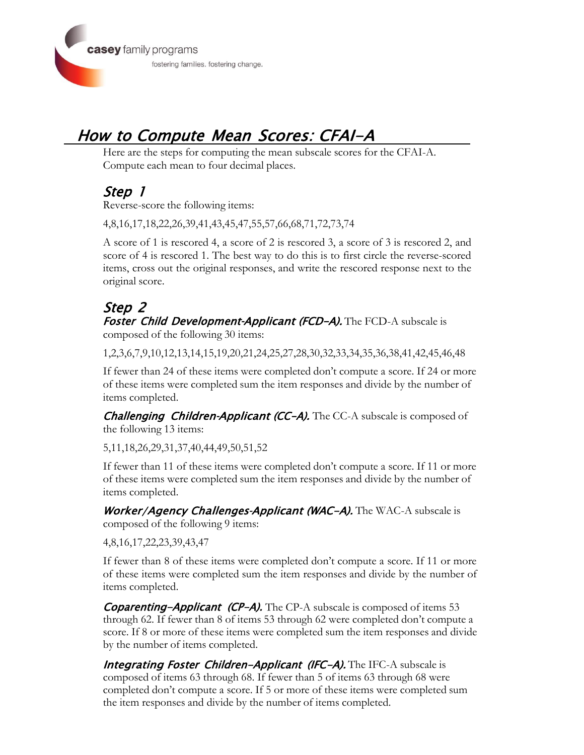casey family programs

fostering families. fostering change.

# How to Compute Mean Scores: CFAI-A

Here are the steps for computing the mean subscale scores for the CFAI-A. Compute each mean to four decimal places.

## Step 1

Reverse-score the following items:

4,8,16,17,18,22,26,39,41,43,45,47,55,57,66,68,71,72,73,74

A score of 1 is rescored 4, a score of 2 is rescored 3, a score of 3 is rescored 2, and score of 4 is rescored 1. The best way to do this is to first circle the reverse-scored items, cross out the original responses, and write the rescored response next to the original score.

## Step 2

***Foster Child Development-Applicant (FCD-A).*** The FCD-A subscale is composed of the following 30 items:

1,2,3,6,7,9,10,12,13,14,15,19,20,21,24,25,27,28,30,32,33,34,35,36,38,41,42,45,46,48

If fewer than 24 of these items were completed don't compute a score. If 24 or more of these items were completed sum the item responses and divide by the number of items completed.

***Challenging Children-Applicant (CC-A).*** The CC-A subscale is composed of the following 13 items:

5,11,18,26,29,31,37,40,44,49,50,51,52

If fewer than 11 of these items were completed don't compute a score. If 11 or more of these items were completed sum the item responses and divide by the number of items completed.

***Worker/Agency Challenges-Applicant (WAC-A).*** The WAC-A subscale is composed of the following 9 items:

4,8,16,17,22,23,39,43,47

If fewer than 8 of these items were completed don't compute a score. If 11 or more of these items were completed sum the item responses and divide by the number of items completed.

***Coparenting-Applicant (CP-A).*** The CP-A subscale is composed of items 53 through 62. If fewer than 8 of items 53 through 62 were completed don't compute a score. If 8 or more of these items were completed sum the item responses and divide by the number of items completed.

***Integrating Foster Children-Applicant (IFC-A).*** The IFC-A subscale is composed of items 63 through 68. If fewer than 5 of items 63 through 68 were completed don't compute a score. If 5 or more of these items were completed sum the item responses and divide by the number of items completed.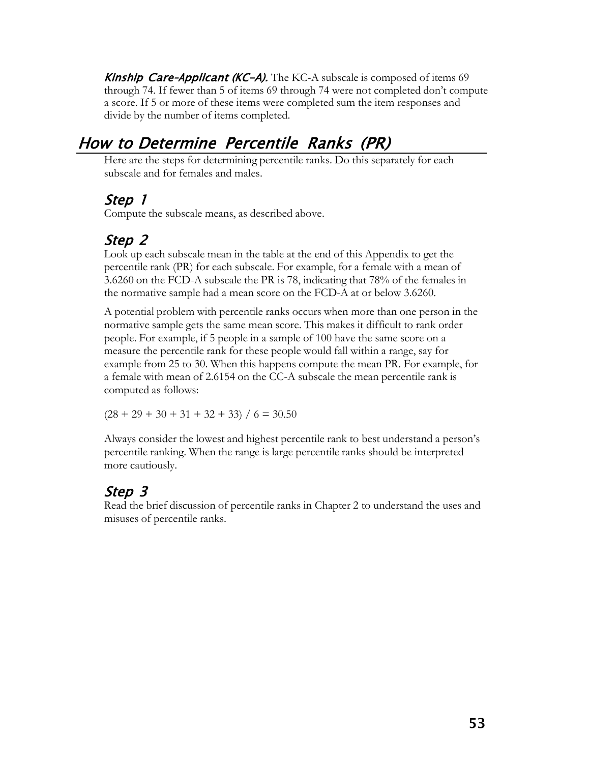***Kinship Care-Applicant (KC-A).*** The KC-A subscale is composed of items 69 through 74. If fewer than 5 of items 69 through 74 were not completed don't compute a score. If 5 or more of these items were completed sum the item responses and divide by the number of items completed.

## *How to Determine Percentile Ranks (PR)*

Here are the steps for determining percentile ranks. Do this separately for each subscale and for females and males.

### *Step 1*

Compute the subscale means, as described above.

### *Step 2*

Look up each subscale mean in the table at the end of this Appendix to get the percentile rank (PR) for each subscale. For example, for a female with a mean of 3.6260 on the FCD-A subscale the PR is 78, indicating that 78% of the females in the normative sample had a mean score on the FCD-A at or below 3.6260.

A potential problem with percentile ranks occurs when more than one person in the normative sample gets the same mean score. This makes it difficult to rank order people. For example, if 5 people in a sample of 100 have the same score on a measure the percentile rank for these people would fall within a range, say for example from 25 to 30. When this happens compute the mean PR. For example, for a female with mean of 2.6154 on the CC-A subscale the mean percentile rank is computed as follows:

$(28 + 29 + 30 + 31 + 32 + 33) / 6 = 30.50$

Always consider the lowest and highest percentile rank to best understand a person's percentile ranking. When the range is large percentile ranks should be interpreted more cautiously.

### *Step 3*

Read the brief discussion of percentile ranks in Chapter 2 to understand the uses and misuses of percentile ranks.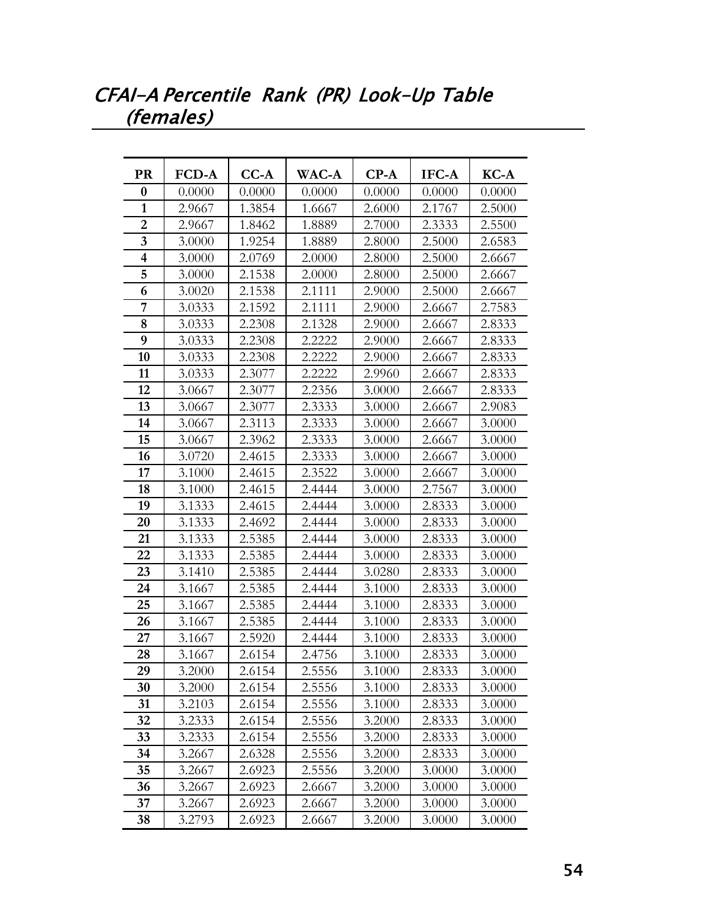## *CFAI-A Percentile Rank (PR) Look-Up Table (females)*

| PR | FCD-A | CC-A | WAC-A | CP-A | IFC-A | KC-A |
|---|---|---|---|---|---|---|
| **0** | 0.0000 | 0.0000 | 0.0000 | 0.0000 | 0.0000 | 0.0000 |
| **1** | 2.9667 | 1.3854 | 1.6667 | 2.6000 | 2.1767 | 2.5000 |
| **2** | 2.9667 | 1.8462 | 1.8889 | 2.7000 | 2.3333 | 2.5500 |
| **3** | 3.0000 | 1.9254 | 1.8889 | 2.8000 | 2.5000 | 2.6583 |
| **4** | 3.0000 | 2.0769 | 2.0000 | 2.8000 | 2.5000 | 2.6667 |
| **5** | 3.0000 | 2.1538 | 2.0000 | 2.8000 | 2.5000 | 2.6667 |
| **6** | 3.0020 | 2.1538 | 2.1111 | 2.9000 | 2.5000 | 2.6667 |
| **7** | 3.0333 | 2.1592 | 2.1111 | 2.9000 | 2.6667 | 2.7583 |
| **8** | 3.0333 | 2.2308 | 2.1328 | 2.9000 | 2.6667 | 2.8333 |
| **9** | 3.0333 | 2.2308 | 2.2222 | 2.9000 | 2.6667 | 2.8333 |
| **10** | 3.0333 | 2.2308 | 2.2222 | 2.9000 | 2.6667 | 2.8333 |
| **11** | 3.0333 | 2.3077 | 2.2222 | 2.9960 | 2.6667 | 2.8333 |
| **12** | 3.0667 | 2.3077 | 2.2356 | 3.0000 | 2.6667 | 2.8333 |
| **13** | 3.0667 | 2.3077 | 2.3333 | 3.0000 | 2.6667 | 2.9083 |
| **14** | 3.0667 | 2.3113 | 2.3333 | 3.0000 | 2.6667 | 3.0000 |
| **15** | 3.0667 | 2.3962 | 2.3333 | 3.0000 | 2.6667 | 3.0000 |
| **16** | 3.0720 | 2.4615 | 2.3333 | 3.0000 | 2.6667 | 3.0000 |
| **17** | 3.1000 | 2.4615 | 2.3522 | 3.0000 | 2.6667 | 3.0000 |
| **18** | 3.1000 | 2.4615 | 2.4444 | 3.0000 | 2.7567 | 3.0000 |
| **19** | 3.1333 | 2.4615 | 2.4444 | 3.0000 | 2.8333 | 3.0000 |
| **20** | 3.1333 | 2.4692 | 2.4444 | 3.0000 | 2.8333 | 3.0000 |
| **21** | 3.1333 | 2.5385 | 2.4444 | 3.0000 | 2.8333 | 3.0000 |
| **22** | 3.1333 | 2.5385 | 2.4444 | 3.0000 | 2.8333 | 3.0000 |
| **23** | 3.1410 | 2.5385 | 2.4444 | 3.0280 | 2.8333 | 3.0000 |
| **24** | 3.1667 | 2.5385 | 2.4444 | 3.1000 | 2.8333 | 3.0000 |
| **25** | 3.1667 | 2.5385 | 2.4444 | 3.1000 | 2.8333 | 3.0000 |
| **26** | 3.1667 | 2.5385 | 2.4444 | 3.1000 | 2.8333 | 3.0000 |
| **27** | 3.1667 | 2.5920 | 2.4444 | 3.1000 | 2.8333 | 3.0000 |
| **28** | 3.1667 | 2.6154 | 2.4756 | 3.1000 | 2.8333 | 3.0000 |
| **29** | 3.2000 | 2.6154 | 2.5556 | 3.1000 | 2.8333 | 3.0000 |
| **30** | 3.2000 | 2.6154 | 2.5556 | 3.1000 | 2.8333 | 3.0000 |
| **31** | 3.2103 | 2.6154 | 2.5556 | 3.1000 | 2.8333 | 3.0000 |
| **32** | 3.2333 | 2.6154 | 2.5556 | 3.2000 | 2.8333 | 3.0000 |
| **33** | 3.2333 | 2.6154 | 2.5556 | 3.2000 | 2.8333 | 3.0000 |
| **34** | 3.2667 | 2.6328 | 2.5556 | 3.2000 | 2.8333 | 3.0000 |
| **35** | 3.2667 | 2.6923 | 2.5556 | 3.2000 | 3.0000 | 3.0000 |
| **36** | 3.2667 | 2.6923 | 2.6667 | 3.2000 | 3.0000 | 3.0000 |
| **37** | 3.2667 | 2.6923 | 2.6667 | 3.2000 | 3.0000 | 3.0000 |
| **38** | 3.2793 | 2.6923 | 2.6667 | 3.2000 | 3.0000 | 3.0000 |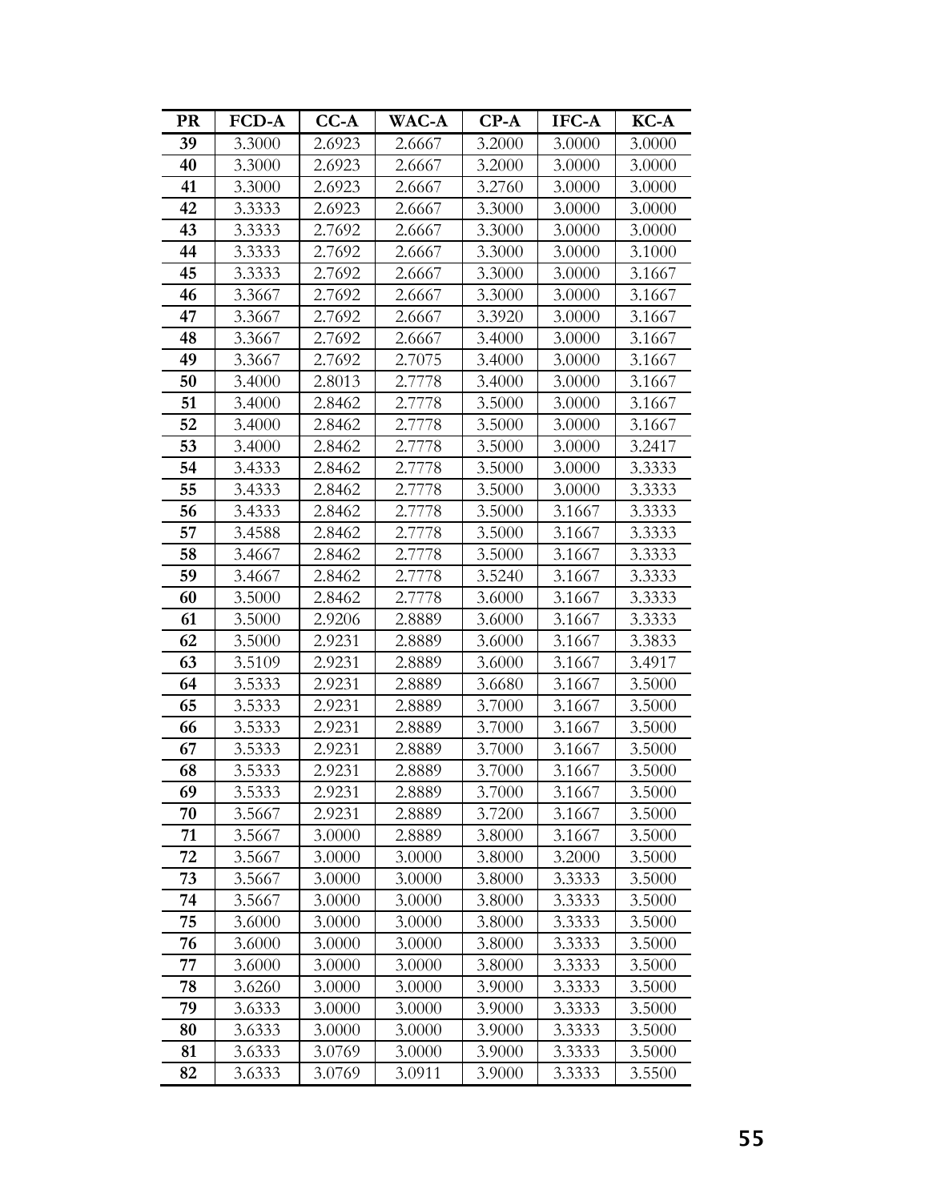| PR | FCD-A | CC-A | WAC-A | CP-A | IFC-A | KC-A |
|---|---|---|---|---|---|---|
| **39** | 3.3000 | 2.6923 | 2.6667 | 3.2000 | 3.0000 | 3.0000 |
| **40** | 3.3000 | 2.6923 | 2.6667 | 3.2000 | 3.0000 | 3.0000 |
| **41** | 3.3000 | 2.6923 | 2.6667 | 3.2760 | 3.0000 | 3.0000 |
| **42** | 3.3333 | 2.6923 | 2.6667 | 3.3000 | 3.0000 | 3.0000 |
| **43** | 3.3333 | 2.7692 | 2.6667 | 3.3000 | 3.0000 | 3.0000 |
| **44** | 3.3333 | 2.7692 | 2.6667 | 3.3000 | 3.0000 | 3.1000 |
| **45** | 3.3333 | 2.7692 | 2.6667 | 3.3000 | 3.0000 | 3.1667 |
| **46** | 3.3667 | 2.7692 | 2.6667 | 3.3000 | 3.0000 | 3.1667 |
| **47** | 3.3667 | 2.7692 | 2.6667 | 3.3920 | 3.0000 | 3.1667 |
| **48** | 3.3667 | 2.7692 | 2.6667 | 3.4000 | 3.0000 | 3.1667 |
| **49** | 3.3667 | 2.7692 | 2.7075 | 3.4000 | 3.0000 | 3.1667 |
| **50** | 3.4000 | 2.8013 | 2.7778 | 3.4000 | 3.0000 | 3.1667 |
| **51** | 3.4000 | 2.8462 | 2.7778 | 3.5000 | 3.0000 | 3.1667 |
| **52** | 3.4000 | 2.8462 | 2.7778 | 3.5000 | 3.0000 | 3.1667 |
| **53** | 3.4000 | 2.8462 | 2.7778 | 3.5000 | 3.0000 | 3.2417 |
| **54** | 3.4333 | 2.8462 | 2.7778 | 3.5000 | 3.0000 | 3.3333 |
| **55** | 3.4333 | 2.8462 | 2.7778 | 3.5000 | 3.0000 | 3.3333 |
| **56** | 3.4333 | 2.8462 | 2.7778 | 3.5000 | 3.1667 | 3.3333 |
| **57** | 3.4588 | 2.8462 | 2.7778 | 3.5000 | 3.1667 | 3.3333 |
| **58** | 3.4667 | 2.8462 | 2.7778 | 3.5000 | 3.1667 | 3.3333 |
| **59** | 3.4667 | 2.8462 | 2.7778 | 3.5240 | 3.1667 | 3.3333 |
| **60** | 3.5000 | 2.8462 | 2.7778 | 3.6000 | 3.1667 | 3.3333 |
| **61** | 3.5000 | 2.9206 | 2.8889 | 3.6000 | 3.1667 | 3.3333 |
| **62** | 3.5000 | 2.9231 | 2.8889 | 3.6000 | 3.1667 | 3.3833 |
| **63** | 3.5109 | 2.9231 | 2.8889 | 3.6000 | 3.1667 | 3.4917 |
| **64** | 3.5333 | 2.9231 | 2.8889 | 3.6680 | 3.1667 | 3.5000 |
| **65** | 3.5333 | 2.9231 | 2.8889 | 3.7000 | 3.1667 | 3.5000 |
| **66** | 3.5333 | 2.9231 | 2.8889 | 3.7000 | 3.1667 | 3.5000 |
| **67** | 3.5333 | 2.9231 | 2.8889 | 3.7000 | 3.1667 | 3.5000 |
| **68** | 3.5333 | 2.9231 | 2.8889 | 3.7000 | 3.1667 | 3.5000 |
| **69** | 3.5333 | 2.9231 | 2.8889 | 3.7000 | 3.1667 | 3.5000 |
| **70** | 3.5667 | 2.9231 | 2.8889 | 3.7200 | 3.1667 | 3.5000 |
| **71** | 3.5667 | 3.0000 | 2.8889 | 3.8000 | 3.1667 | 3.5000 |
| **72** | 3.5667 | 3.0000 | 3.0000 | 3.8000 | 3.2000 | 3.5000 |
| **73** | 3.5667 | 3.0000 | 3.0000 | 3.8000 | 3.3333 | 3.5000 |
| **74** | 3.5667 | 3.0000 | 3.0000 | 3.8000 | 3.3333 | 3.5000 |
| **75** | 3.6000 | 3.0000 | 3.0000 | 3.8000 | 3.3333 | 3.5000 |
| **76** | 3.6000 | 3.0000 | 3.0000 | 3.8000 | 3.3333 | 3.5000 |
| **77** | 3.6000 | 3.0000 | 3.0000 | 3.8000 | 3.3333 | 3.5000 |
| **78** | 3.6260 | 3.0000 | 3.0000 | 3.9000 | 3.3333 | 3.5000 |
| **79** | 3.6333 | 3.0000 | 3.0000 | 3.9000 | 3.3333 | 3.5000 |
| **80** | 3.6333 | 3.0000 | 3.0000 | 3.9000 | 3.3333 | 3.5000 |
| **81** | 3.6333 | 3.0769 | 3.0000 | 3.9000 | 3.3333 | 3.5000 |
| **82** | 3.6333 | 3.0769 | 3.0911 | 3.9000 | 3.3333 | 3.5500 |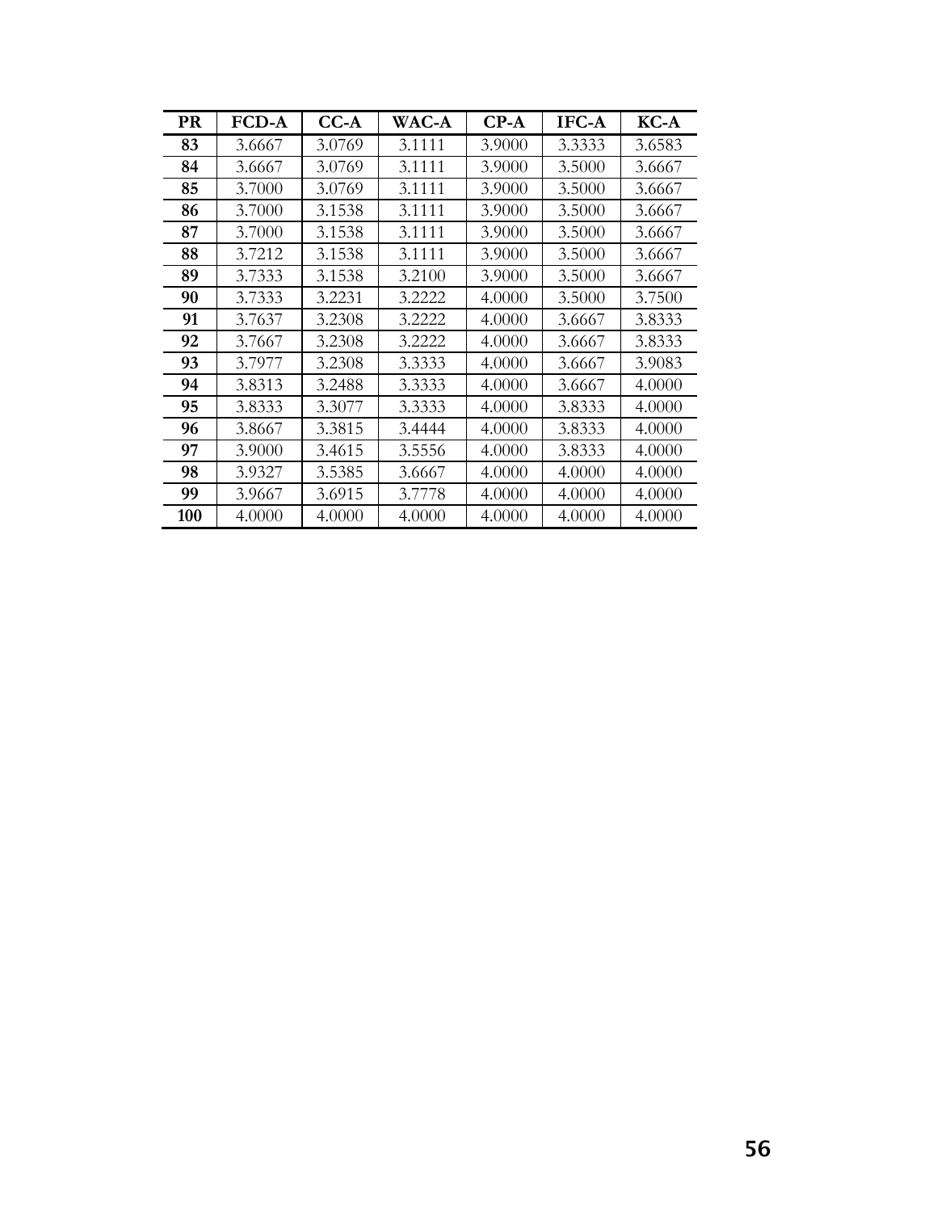| PR | FCD-A | CC-A | WAC-A | CP-A | IFC-A | KC-A |
|---|---|---|---|---|---|---|
| **83** | 3.6667 | 3.0769 | 3.1111 | 3.9000 | 3.3333 | 3.6583 |
| **84** | 3.6667 | 3.0769 | 3.1111 | 3.9000 | 3.5000 | 3.6667 |
| **85** | 3.7000 | 3.0769 | 3.1111 | 3.9000 | 3.5000 | 3.6667 |
| **86** | 3.7000 | 3.1538 | 3.1111 | 3.9000 | 3.5000 | 3.6667 |
| **87** | 3.7000 | 3.1538 | 3.1111 | 3.9000 | 3.5000 | 3.6667 |
| **88** | 3.7212 | 3.1538 | 3.1111 | 3.9000 | 3.5000 | 3.6667 |
| **89** | 3.7333 | 3.1538 | 3.2100 | 3.9000 | 3.5000 | 3.6667 |
| **90** | 3.7333 | 3.2231 | 3.2222 | 4.0000 | 3.5000 | 3.7500 |
| **91** | 3.7637 | 3.2308 | 3.2222 | 4.0000 | 3.6667 | 3.8333 |
| **92** | 3.7667 | 3.2308 | 3.2222 | 4.0000 | 3.6667 | 3.8333 |
| **93** | 3.7977 | 3.2308 | 3.3333 | 4.0000 | 3.6667 | 3.9083 |
| **94** | 3.8313 | 3.2488 | 3.3333 | 4.0000 | 3.6667 | 4.0000 |
| **95** | 3.8333 | 3.3077 | 3.3333 | 4.0000 | 3.8333 | 4.0000 |
| **96** | 3.8667 | 3.3815 | 3.4444 | 4.0000 | 3.8333 | 4.0000 |
| **97** | 3.9000 | 3.4615 | 3.5556 | 4.0000 | 3.8333 | 4.0000 |
| **98** | 3.9327 | 3.5385 | 3.6667 | 4.0000 | 4.0000 | 4.0000 |
| **99** | 3.9667 | 3.6915 | 3.7778 | 4.0000 | 4.0000 | 4.0000 |
| **100** | 4.0000 | 4.0000 | 4.0000 | 4.0000 | 4.0000 | 4.0000 |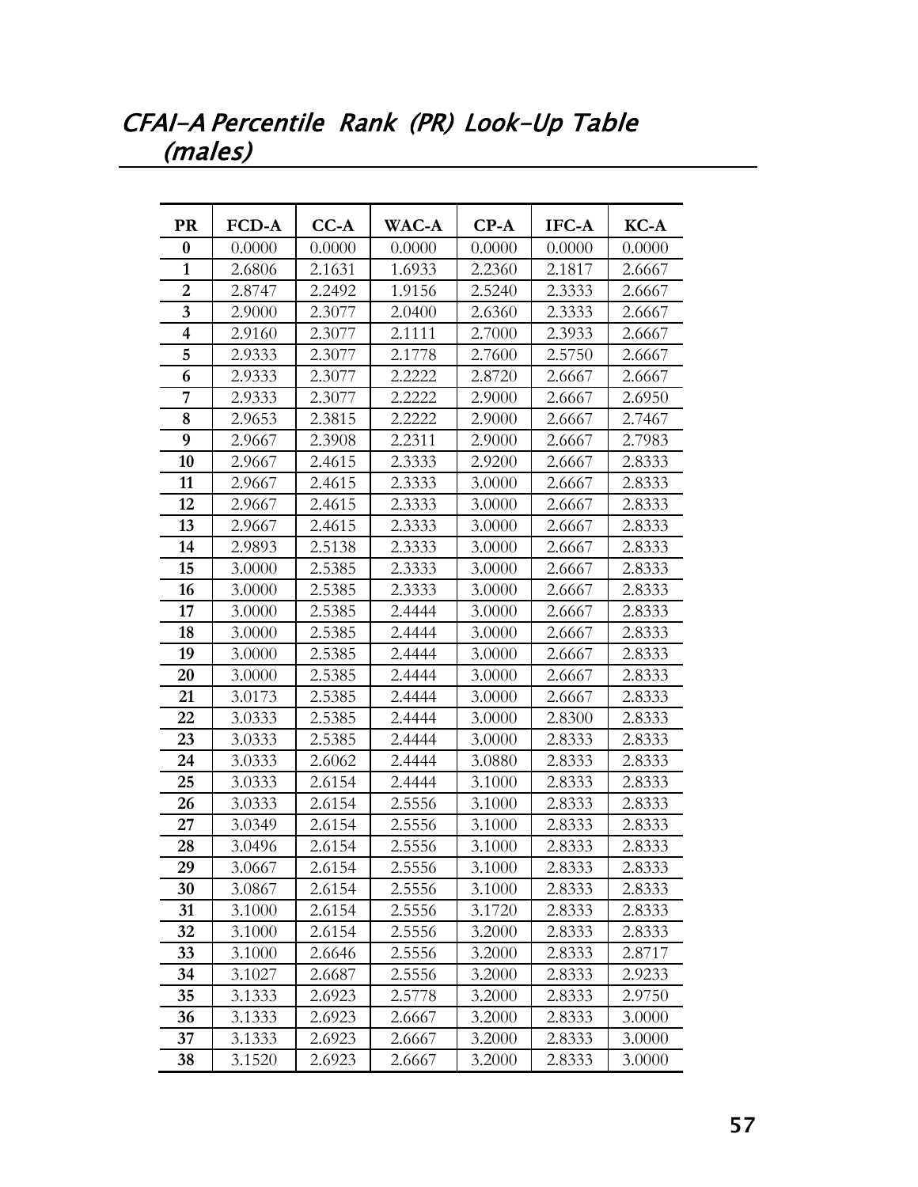## *CFAI-A Percentile Rank (PR) Look-Up Table (males)*

| PR | FCD-A | CC-A | WAC-A | CP-A | IFC-A | KC-A |
|---|---|---|---|---|---|---|
| **0** | 0.0000 | 0.0000 | 0.0000 | 0.0000 | 0.0000 | 0.0000 |
| **1** | 2.6806 | 2.1631 | 1.6933 | 2.2360 | 2.1817 | 2.6667 |
| **2** | 2.8747 | 2.2492 | 1.9156 | 2.5240 | 2.3333 | 2.6667 |
| **3** | 2.9000 | 2.3077 | 2.0400 | 2.6360 | 2.3333 | 2.6667 |
| **4** | 2.9160 | 2.3077 | 2.1111 | 2.7000 | 2.3933 | 2.6667 |
| **5** | 2.9333 | 2.3077 | 2.1778 | 2.7600 | 2.5750 | 2.6667 |
| **6** | 2.9333 | 2.3077 | 2.2222 | 2.8720 | 2.6667 | 2.6667 |
| **7** | 2.9333 | 2.3077 | 2.2222 | 2.9000 | 2.6667 | 2.6950 |
| **8** | 2.9653 | 2.3815 | 2.2222 | 2.9000 | 2.6667 | 2.7467 |
| **9** | 2.9667 | 2.3908 | 2.2311 | 2.9000 | 2.6667 | 2.7983 |
| **10** | 2.9667 | 2.4615 | 2.3333 | 2.9200 | 2.6667 | 2.8333 |
| **11** | 2.9667 | 2.4615 | 2.3333 | 3.0000 | 2.6667 | 2.8333 |
| **12** | 2.9667 | 2.4615 | 2.3333 | 3.0000 | 2.6667 | 2.8333 |
| **13** | 2.9667 | 2.4615 | 2.3333 | 3.0000 | 2.6667 | 2.8333 |
| **14** | 2.9893 | 2.5138 | 2.3333 | 3.0000 | 2.6667 | 2.8333 |
| **15** | 3.0000 | 2.5385 | 2.3333 | 3.0000 | 2.6667 | 2.8333 |
| **16** | 3.0000 | 2.5385 | 2.3333 | 3.0000 | 2.6667 | 2.8333 |
| **17** | 3.0000 | 2.5385 | 2.4444 | 3.0000 | 2.6667 | 2.8333 |
| **18** | 3.0000 | 2.5385 | 2.4444 | 3.0000 | 2.6667 | 2.8333 |
| **19** | 3.0000 | 2.5385 | 2.4444 | 3.0000 | 2.6667 | 2.8333 |
| **20** | 3.0000 | 2.5385 | 2.4444 | 3.0000 | 2.6667 | 2.8333 |
| **21** | 3.0173 | 2.5385 | 2.4444 | 3.0000 | 2.6667 | 2.8333 |
| **22** | 3.0333 | 2.5385 | 2.4444 | 3.0000 | 2.8300 | 2.8333 |
| **23** | 3.0333 | 2.5385 | 2.4444 | 3.0000 | 2.8333 | 2.8333 |
| **24** | 3.0333 | 2.6062 | 2.4444 | 3.0880 | 2.8333 | 2.8333 |
| **25** | 3.0333 | 2.6154 | 2.4444 | 3.1000 | 2.8333 | 2.8333 |
| **26** | 3.0333 | 2.6154 | 2.5556 | 3.1000 | 2.8333 | 2.8333 |
| **27** | 3.0349 | 2.6154 | 2.5556 | 3.1000 | 2.8333 | 2.8333 |
| **28** | 3.0496 | 2.6154 | 2.5556 | 3.1000 | 2.8333 | 2.8333 |
| **29** | 3.0667 | 2.6154 | 2.5556 | 3.1000 | 2.8333 | 2.8333 |
| **30** | 3.0867 | 2.6154 | 2.5556 | 3.1000 | 2.8333 | 2.8333 |
| **31** | 3.1000 | 2.6154 | 2.5556 | 3.1720 | 2.8333 | 2.8333 |
| **32** | 3.1000 | 2.6154 | 2.5556 | 3.2000 | 2.8333 | 2.8333 |
| **33** | 3.1000 | 2.6646 | 2.5556 | 3.2000 | 2.8333 | 2.8717 |
| **34** | 3.1027 | 2.6687 | 2.5556 | 3.2000 | 2.8333 | 2.9233 |
| **35** | 3.1333 | 2.6923 | 2.5778 | 3.2000 | 2.8333 | 2.9750 |
| **36** | 3.1333 | 2.6923 | 2.6667 | 3.2000 | 2.8333 | 3.0000 |
| **37** | 3.1333 | 2.6923 | 2.6667 | 3.2000 | 2.8333 | 3.0000 |
| **38** | 3.1520 | 2.6923 | 2.6667 | 3.2000 | 2.8333 | 3.0000 |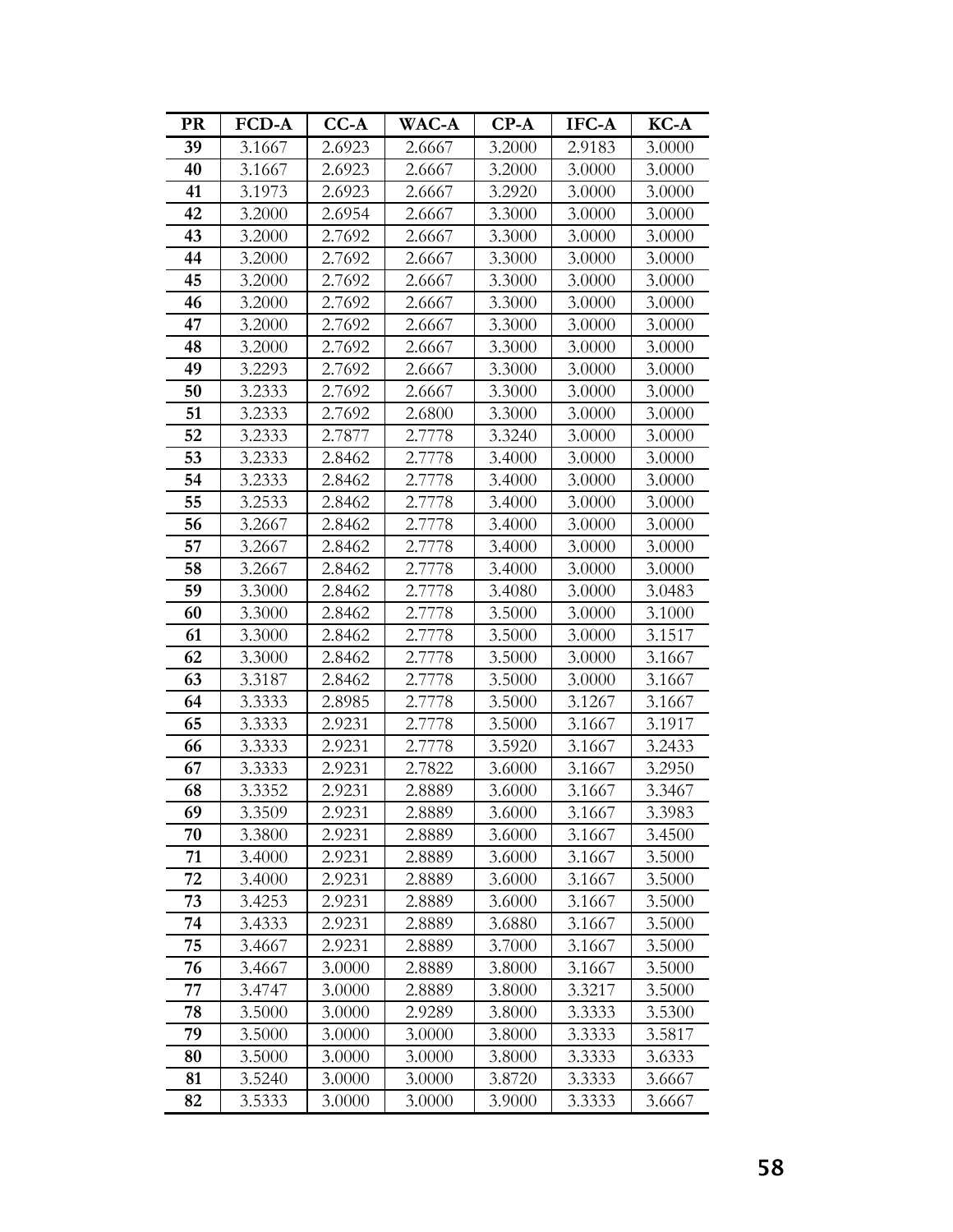| PR | FCD-A | CC-A | WAC-A | CP-A | IFC-A | KC-A |
|---|---|---|---|---|---|---|
| 39 | 3.1667 | 2.6923 | 2.6667 | 3.2000 | 2.9183 | 3.0000 |
| 40 | 3.1667 | 2.6923 | 2.6667 | 3.2000 | 3.0000 | 3.0000 |
| 41 | 3.1973 | 2.6923 | 2.6667 | 3.2920 | 3.0000 | 3.0000 |
| 42 | 3.2000 | 2.6954 | 2.6667 | 3.3000 | 3.0000 | 3.0000 |
| 43 | 3.2000 | 2.7692 | 2.6667 | 3.3000 | 3.0000 | 3.0000 |
| 44 | 3.2000 | 2.7692 | 2.6667 | 3.3000 | 3.0000 | 3.0000 |
| 45 | 3.2000 | 2.7692 | 2.6667 | 3.3000 | 3.0000 | 3.0000 |
| 46 | 3.2000 | 2.7692 | 2.6667 | 3.3000 | 3.0000 | 3.0000 |
| 47 | 3.2000 | 2.7692 | 2.6667 | 3.3000 | 3.0000 | 3.0000 |
| 48 | 3.2000 | 2.7692 | 2.6667 | 3.3000 | 3.0000 | 3.0000 |
| 49 | 3.2293 | 2.7692 | 2.6667 | 3.3000 | 3.0000 | 3.0000 |
| 50 | 3.2333 | 2.7692 | 2.6667 | 3.3000 | 3.0000 | 3.0000 |
| 51 | 3.2333 | 2.7692 | 2.6800 | 3.3000 | 3.0000 | 3.0000 |
| 52 | 3.2333 | 2.7877 | 2.7778 | 3.3240 | 3.0000 | 3.0000 |
| 53 | 3.2333 | 2.8462 | 2.7778 | 3.4000 | 3.0000 | 3.0000 |
| 54 | 3.2333 | 2.8462 | 2.7778 | 3.4000 | 3.0000 | 3.0000 |
| 55 | 3.2533 | 2.8462 | 2.7778 | 3.4000 | 3.0000 | 3.0000 |
| 56 | 3.2667 | 2.8462 | 2.7778 | 3.4000 | 3.0000 | 3.0000 |
| 57 | 3.2667 | 2.8462 | 2.7778 | 3.4000 | 3.0000 | 3.0000 |
| 58 | 3.2667 | 2.8462 | 2.7778 | 3.4000 | 3.0000 | 3.0000 |
| 59 | 3.3000 | 2.8462 | 2.7778 | 3.4080 | 3.0000 | 3.0483 |
| 60 | 3.3000 | 2.8462 | 2.7778 | 3.5000 | 3.0000 | 3.1000 |
| 61 | 3.3000 | 2.8462 | 2.7778 | 3.5000 | 3.0000 | 3.1517 |
| 62 | 3.3000 | 2.8462 | 2.7778 | 3.5000 | 3.0000 | 3.1667 |
| 63 | 3.3187 | 2.8462 | 2.7778 | 3.5000 | 3.0000 | 3.1667 |
| 64 | 3.3333 | 2.8985 | 2.7778 | 3.5000 | 3.1267 | 3.1667 |
| 65 | 3.3333 | 2.9231 | 2.7778 | 3.5000 | 3.1667 | 3.1917 |
| 66 | 3.3333 | 2.9231 | 2.7778 | 3.5920 | 3.1667 | 3.2433 |
| 67 | 3.3333 | 2.9231 | 2.7822 | 3.6000 | 3.1667 | 3.2950 |
| 68 | 3.3352 | 2.9231 | 2.8889 | 3.6000 | 3.1667 | 3.3467 |
| 69 | 3.3509 | 2.9231 | 2.8889 | 3.6000 | 3.1667 | 3.3983 |
| 70 | 3.3800 | 2.9231 | 2.8889 | 3.6000 | 3.1667 | 3.4500 |
| 71 | 3.4000 | 2.9231 | 2.8889 | 3.6000 | 3.1667 | 3.5000 |
| 72 | 3.4000 | 2.9231 | 2.8889 | 3.6000 | 3.1667 | 3.5000 |
| 73 | 3.4253 | 2.9231 | 2.8889 | 3.6000 | 3.1667 | 3.5000 |
| 74 | 3.4333 | 2.9231 | 2.8889 | 3.6880 | 3.1667 | 3.5000 |
| 75 | 3.4667 | 2.9231 | 2.8889 | 3.7000 | 3.1667 | 3.5000 |
| 76 | 3.4667 | 3.0000 | 2.8889 | 3.8000 | 3.1667 | 3.5000 |
| 77 | 3.4747 | 3.0000 | 2.8889 | 3.8000 | 3.3217 | 3.5000 |
| 78 | 3.5000 | 3.0000 | 2.9289 | 3.8000 | 3.3333 | 3.5300 |
| 79 | 3.5000 | 3.0000 | 3.0000 | 3.8000 | 3.3333 | 3.5817 |
| 80 | 3.5000 | 3.0000 | 3.0000 | 3.8000 | 3.3333 | 3.6333 |
| 81 | 3.5240 | 3.0000 | 3.0000 | 3.8720 | 3.3333 | 3.6667 |
| 82 | 3.5333 | 3.0000 | 3.0000 | 3.9000 | 3.3333 | 3.6667 |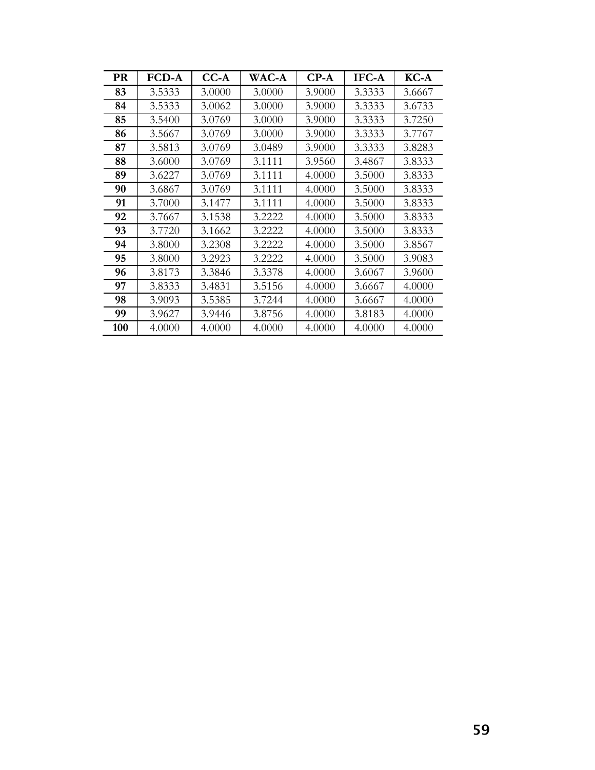| PR | FCD-A | CC-A | WAC-A | CP-A | IFC-A | KC-A |
|---|---|---|---|---|---|---|
| **83** | 3.5333 | 3.0000 | 3.0000 | 3.9000 | 3.3333 | 3.6667 |
| **84** | 3.5333 | 3.0062 | 3.0000 | 3.9000 | 3.3333 | 3.6733 |
| **85** | 3.5400 | 3.0769 | 3.0000 | 3.9000 | 3.3333 | 3.7250 |
| **86** | 3.5667 | 3.0769 | 3.0000 | 3.9000 | 3.3333 | 3.7767 |
| **87** | 3.5813 | 3.0769 | 3.0489 | 3.9000 | 3.3333 | 3.8283 |
| **88** | 3.6000 | 3.0769 | 3.1111 | 3.9560 | 3.4867 | 3.8333 |
| **89** | 3.6227 | 3.0769 | 3.1111 | 4.0000 | 3.5000 | 3.8333 |
| **90** | 3.6867 | 3.0769 | 3.1111 | 4.0000 | 3.5000 | 3.8333 |
| **91** | 3.7000 | 3.1477 | 3.1111 | 4.0000 | 3.5000 | 3.8333 |
| **92** | 3.7667 | 3.1538 | 3.2222 | 4.0000 | 3.5000 | 3.8333 |
| **93** | 3.7720 | 3.1662 | 3.2222 | 4.0000 | 3.5000 | 3.8333 |
| **94** | 3.8000 | 3.2308 | 3.2222 | 4.0000 | 3.5000 | 3.8567 |
| **95** | 3.8000 | 3.2923 | 3.2222 | 4.0000 | 3.5000 | 3.9083 |
| **96** | 3.8173 | 3.3846 | 3.3378 | 4.0000 | 3.6067 | 3.9600 |
| **97** | 3.8333 | 3.4831 | 3.5156 | 4.0000 | 3.6667 | 4.0000 |
| **98** | 3.9093 | 3.5385 | 3.7244 | 4.0000 | 3.6667 | 4.0000 |
| **99** | 3.9627 | 3.9446 | 3.8756 | 4.0000 | 3.8183 | 4.0000 |
| **100** | 4.0000 | 4.0000 | 4.0000 | 4.0000 | 4.0000 | 4.0000 |